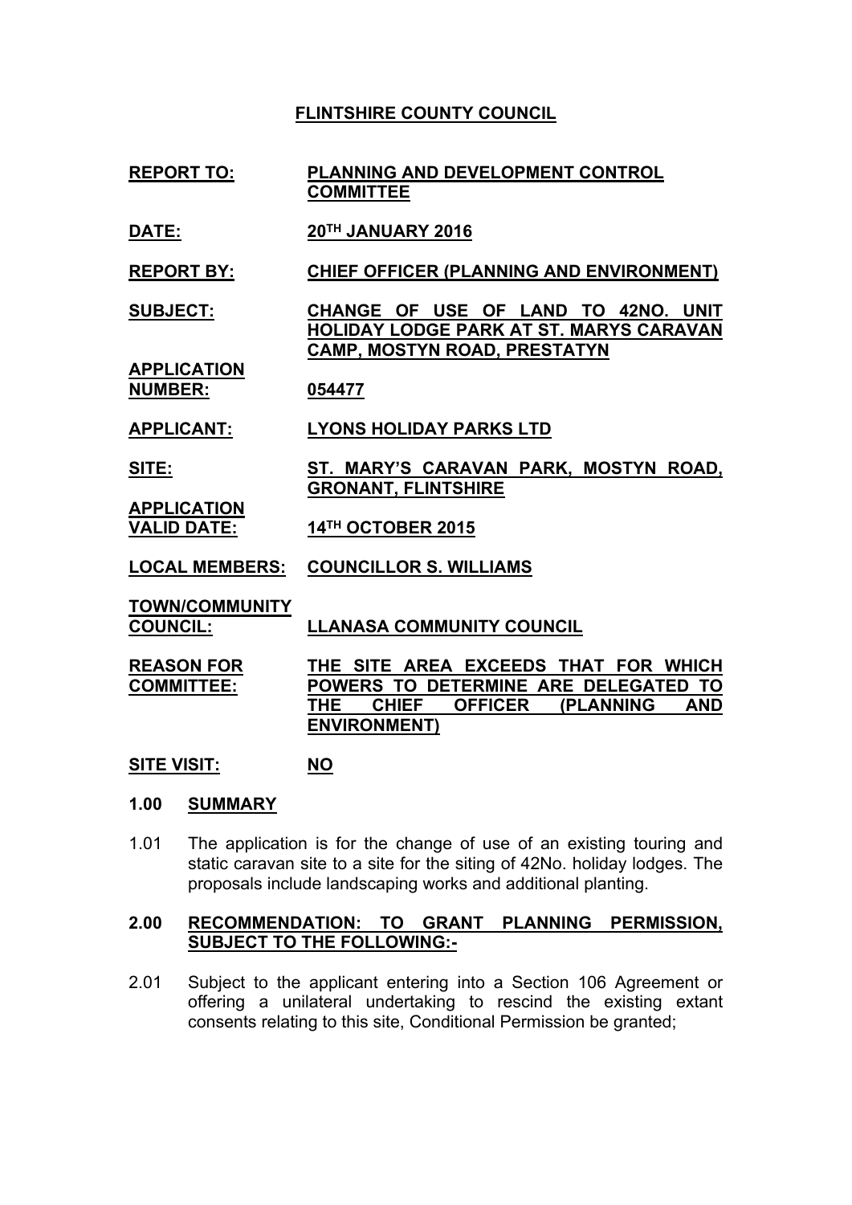# FLINTSHIRE COUNTY COUNCIL

| | |
|---|---|
| **REPORT TO:** | **PLANNING AND DEVELOPMENT CONTROL COMMITTEE** |
| **DATE:** | **20TH JANUARY 2016** |
| **REPORT BY:** | **CHIEF OFFICER (PLANNING AND ENVIRONMENT)** |
| **SUBJECT:** | **CHANGE OF USE OF LAND TO 42NO. UNIT HOLIDAY LODGE PARK AT ST. MARYS CARAVAN CAMP, MOSTYN ROAD, PRESTATYN** |
| **APPLICATION NUMBER:** | **054477** |
| **APPLICANT:** | **LYONS HOLIDAY PARKS LTD** |
| **SITE:** | **ST. MARY'S CARAVAN PARK, MOSTYN ROAD, GRONANT, FLINTSHIRE** |
| **APPLICATION VALID DATE:** | **14TH OCTOBER 2015** |
| **LOCAL MEMBERS:** | **COUNCILLOR S. WILLIAMS** |
| **TOWN/COMMUNITY COUNCIL:** | **LLANASA COMMUNITY COUNCIL** |
| **REASON FOR COMMITTEE:** | **THE SITE AREA EXCEEDS THAT FOR WHICH POWERS TO DETERMINE ARE DELEGATED TO THE CHIEF OFFICER (PLANNING AND ENVIRONMENT)** |
| **SITE VISIT:** | **NO** |

## 1.00 SUMMARY

1.01 The application is for the change of use of an existing touring and static caravan site to a site for the siting of 42No. holiday lodges. The proposals include landscaping works and additional planting.

## 2.00 RECOMMENDATION: TO GRANT PLANNING PERMISSION, SUBJECT TO THE FOLLOWING:-

2.01 Subject to the applicant entering into a Section 106 Agreement or offering a unilateral undertaking to rescind the existing extant consents relating to this site, Conditional Permission be granted;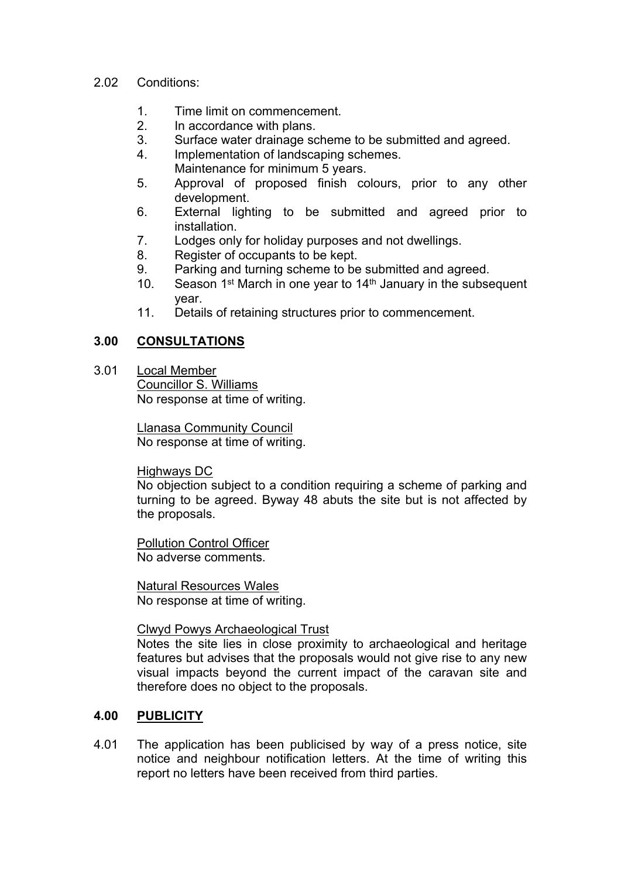2.02 Conditions:

1. Time limit on commencement.
2. In accordance with plans.
3. Surface water drainage scheme to be submitted and agreed.
4. Implementation of landscaping schemes.
   Maintenance for minimum 5 years.
5. Approval of proposed finish colours, prior to any other development.
6. External lighting to be submitted and agreed prior to installation.
7. Lodges only for holiday purposes and not dwellings.
8. Register of occupants to be kept.
9. Parking and turning scheme to be submitted and agreed.
10. Season 1st March in one year to 14th January in the subsequent year.
11. Details of retaining structures prior to commencement.

## 3.00 CONSULTATIONS

3.01 Local Member
Councillor S. Williams
No response at time of writing.

Llanasa Community Council
No response at time of writing.

Highways DC
No objection subject to a condition requiring a scheme of parking and turning to be agreed. Byway 48 abuts the site but is not affected by the proposals.

Pollution Control Officer
No adverse comments.

Natural Resources Wales
No response at time of writing.

Clwyd Powys Archaeological Trust
Notes the site lies in close proximity to archaeological and heritage features but advises that the proposals would not give rise to any new visual impacts beyond the current impact of the caravan site and therefore does no object to the proposals.

## 4.00 PUBLICITY

4.01 The application has been publicised by way of a press notice, site notice and neighbour notification letters. At the time of writing this report no letters have been received from third parties.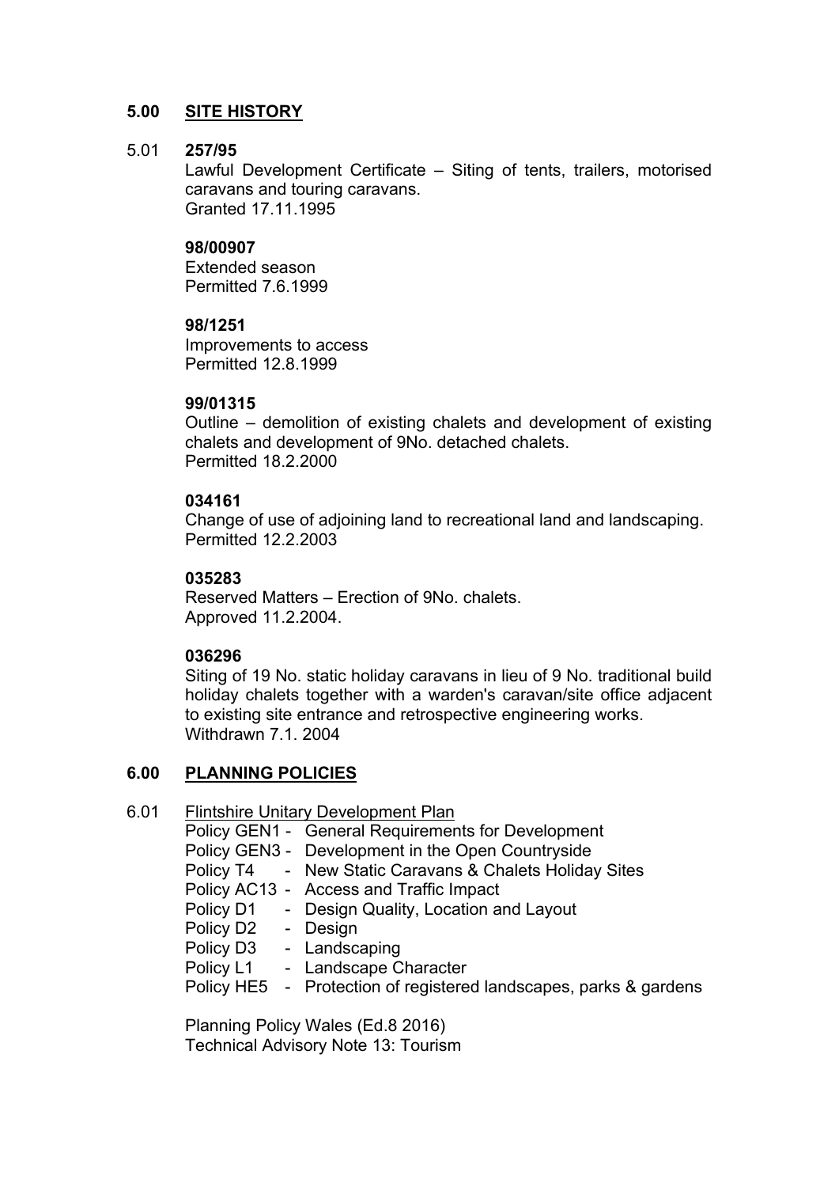## 5.00 SITE HISTORY

5.01 **257/95**
Lawful Development Certificate – Siting of tents, trailers, motorised caravans and touring caravans.
Granted 17.11.1995

**98/00907**
Extended season
Permitted 7.6.1999

**98/1251**
Improvements to access
Permitted 12.8.1999

**99/01315**
Outline – demolition of existing chalets and development of existing chalets and development of 9No. detached chalets.
Permitted 18.2.2000

**034161**
Change of use of adjoining land to recreational land and landscaping.
Permitted 12.2.2003

**035283**
Reserved Matters – Erection of 9No. chalets.
Approved 11.2.2004.

**036296**
Siting of 19 No. static holiday caravans in lieu of 9 No. traditional build holiday chalets together with a warden's caravan/site office adjacent to existing site entrance and retrospective engineering works.
Withdrawn 7.1. 2004

## 6.00 PLANNING POLICIES

6.01 Flintshire Unitary Development Plan

- Policy GEN1 - General Requirements for Development
- Policy GEN3 - Development in the Open Countryside
- Policy T4 - New Static Caravans & Chalets Holiday Sites
- Policy AC13 - Access and Traffic Impact
- Policy D1 - Design Quality, Location and Layout
- Policy D2 - Design
- Policy D3 - Landscaping
- Policy L1 - Landscape Character
- Policy HE5 - Protection of registered landscapes, parks & gardens

Planning Policy Wales (Ed.8 2016)
Technical Advisory Note 13: Tourism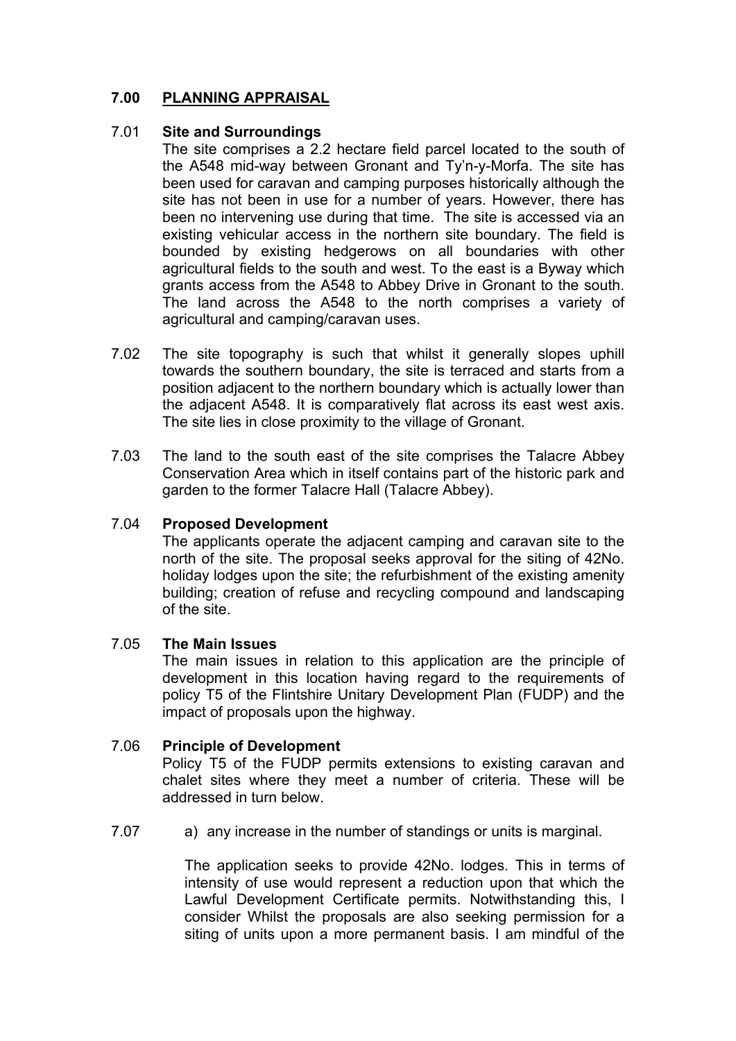## 7.00 PLANNING APPRAISAL

7.01 **Site and Surroundings**

The site comprises a 2.2 hectare field parcel located to the south of the A548 mid-way between Gronant and Ty'n-y-Morfa. The site has been used for caravan and camping purposes historically although the site has not been in use for a number of years. However, there has been no intervening use during that time. The site is accessed via an existing vehicular access in the northern site boundary. The field is bounded by existing hedgerows on all boundaries with other agricultural fields to the south and west. To the east is a Byway which grants access from the A548 to Abbey Drive in Gronant to the south. The land across the A548 to the north comprises a variety of agricultural and camping/caravan uses.

7.02 The site topography is such that whilst it generally slopes uphill towards the southern boundary, the site is terraced and starts from a position adjacent to the northern boundary which is actually lower than the adjacent A548. It is comparatively flat across its east west axis. The site lies in close proximity to the village of Gronant.

7.03 The land to the south east of the site comprises the Talacre Abbey Conservation Area which in itself contains part of the historic park and garden to the former Talacre Hall (Talacre Abbey).

7.04 **Proposed Development**

The applicants operate the adjacent camping and caravan site to the north of the site. The proposal seeks approval for the siting of 42No. holiday lodges upon the site; the refurbishment of the existing amenity building; creation of refuse and recycling compound and landscaping of the site.

7.05 **The Main Issues**

The main issues in relation to this application are the principle of development in this location having regard to the requirements of policy T5 of the Flintshire Unitary Development Plan (FUDP) and the impact of proposals upon the highway.

7.06 **Principle of Development**

Policy T5 of the FUDP permits extensions to existing caravan and chalet sites where they meet a number of criteria. These will be addressed in turn below.

7.07 a) any increase in the number of standings or units is marginal.

The application seeks to provide 42No. lodges. This in terms of intensity of use would represent a reduction upon that which the Lawful Development Certificate permits. Notwithstanding this, I consider Whilst the proposals are also seeking permission for a siting of units upon a more permanent basis. I am mindful of the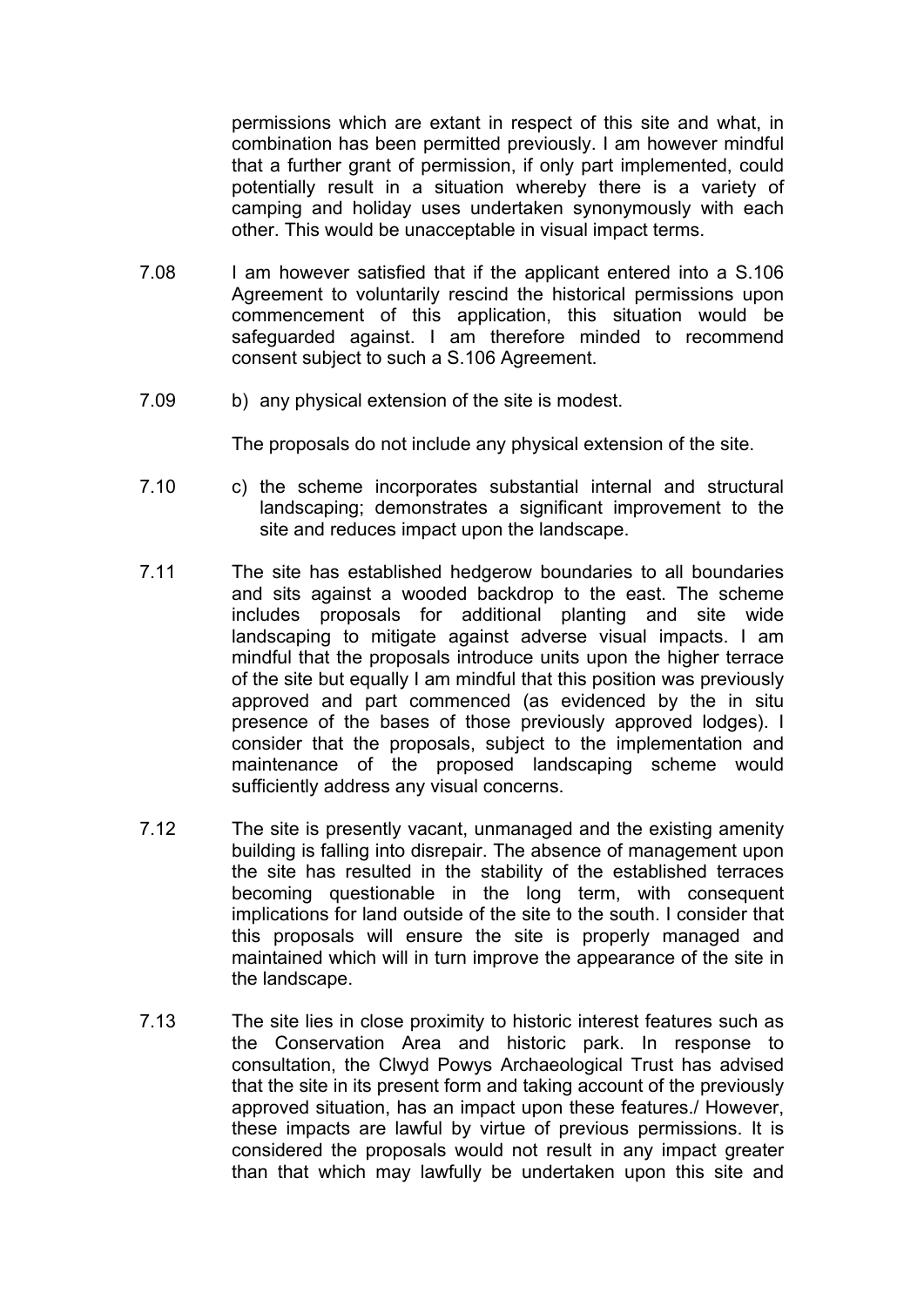permissions which are extant in respect of this site and what, in combination has been permitted previously. I am however mindful that a further grant of permission, if only part implemented, could potentially result in a situation whereby there is a variety of camping and holiday uses undertaken synonymously with each other. This would be unacceptable in visual impact terms.

7.08 I am however satisfied that if the applicant entered into a S.106 Agreement to voluntarily rescind the historical permissions upon commencement of this application, this situation would be safeguarded against. I am therefore minded to recommend consent subject to such a S.106 Agreement.

7.09 b) any physical extension of the site is modest.

The proposals do not include any physical extension of the site.

7.10 c) the scheme incorporates substantial internal and structural landscaping; demonstrates a significant improvement to the site and reduces impact upon the landscape.

7.11 The site has established hedgerow boundaries to all boundaries and sits against a wooded backdrop to the east. The scheme includes proposals for additional planting and site wide landscaping to mitigate against adverse visual impacts. I am mindful that the proposals introduce units upon the higher terrace of the site but equally I am mindful that this position was previously approved and part commenced (as evidenced by the in situ presence of the bases of those previously approved lodges). I consider that the proposals, subject to the implementation and maintenance of the proposed landscaping scheme would sufficiently address any visual concerns.

7.12 The site is presently vacant, unmanaged and the existing amenity building is falling into disrepair. The absence of management upon the site has resulted in the stability of the established terraces becoming questionable in the long term, with consequent implications for land outside of the site to the south. I consider that this proposals will ensure the site is properly managed and maintained which will in turn improve the appearance of the site in the landscape.

7.13 The site lies in close proximity to historic interest features such as the Conservation Area and historic park. In response to consultation, the Clwyd Powys Archaeological Trust has advised that the site in its present form and taking account of the previously approved situation, has an impact upon these features./ However, these impacts are lawful by virtue of previous permissions. It is considered the proposals would not result in any impact greater than that which may lawfully be undertaken upon this site and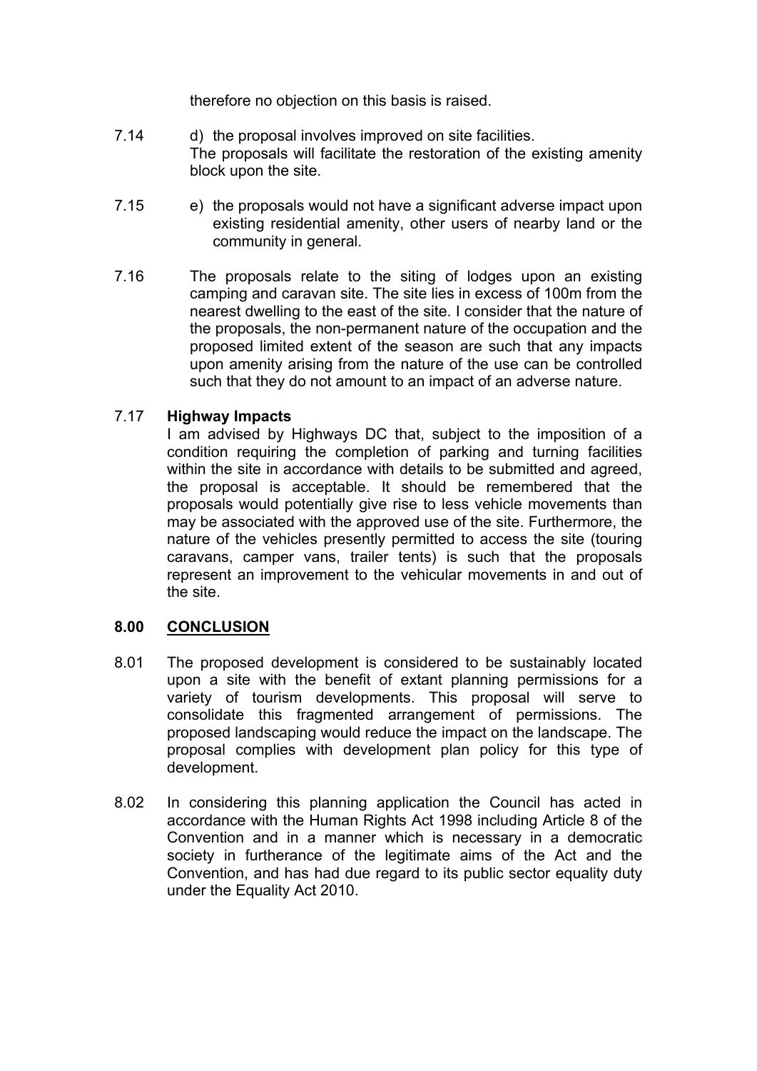therefore no objection on this basis is raised.

7.14 d) the proposal involves improved on site facilities.
The proposals will facilitate the restoration of the existing amenity block upon the site.

7.15 e) the proposals would not have a significant adverse impact upon existing residential amenity, other users of nearby land or the community in general.

7.16 The proposals relate to the siting of lodges upon an existing camping and caravan site. The site lies in excess of 100m from the nearest dwelling to the east of the site. I consider that the nature of the proposals, the non-permanent nature of the occupation and the proposed limited extent of the season are such that any impacts upon amenity arising from the nature of the use can be controlled such that they do not amount to an impact of an adverse nature.

7.17 **Highway Impacts**
I am advised by Highways DC that, subject to the imposition of a condition requiring the completion of parking and turning facilities within the site in accordance with details to be submitted and agreed, the proposal is acceptable. It should be remembered that the proposals would potentially give rise to less vehicle movements than may be associated with the approved use of the site. Furthermore, the nature of the vehicles presently permitted to access the site (touring caravans, camper vans, trailer tents) is such that the proposals represent an improvement to the vehicular movements in and out of the site.

## 8.00 CONCLUSION

8.01 The proposed development is considered to be sustainably located upon a site with the benefit of extant planning permissions for a variety of tourism developments. This proposal will serve to consolidate this fragmented arrangement of permissions. The proposed landscaping would reduce the impact on the landscape. The proposal complies with development plan policy for this type of development.

8.02 In considering this planning application the Council has acted in accordance with the Human Rights Act 1998 including Article 8 of the Convention and in a manner which is necessary in a democratic society in furtherance of the legitimate aims of the Act and the Convention, and has had due regard to its public sector equality duty under the Equality Act 2010.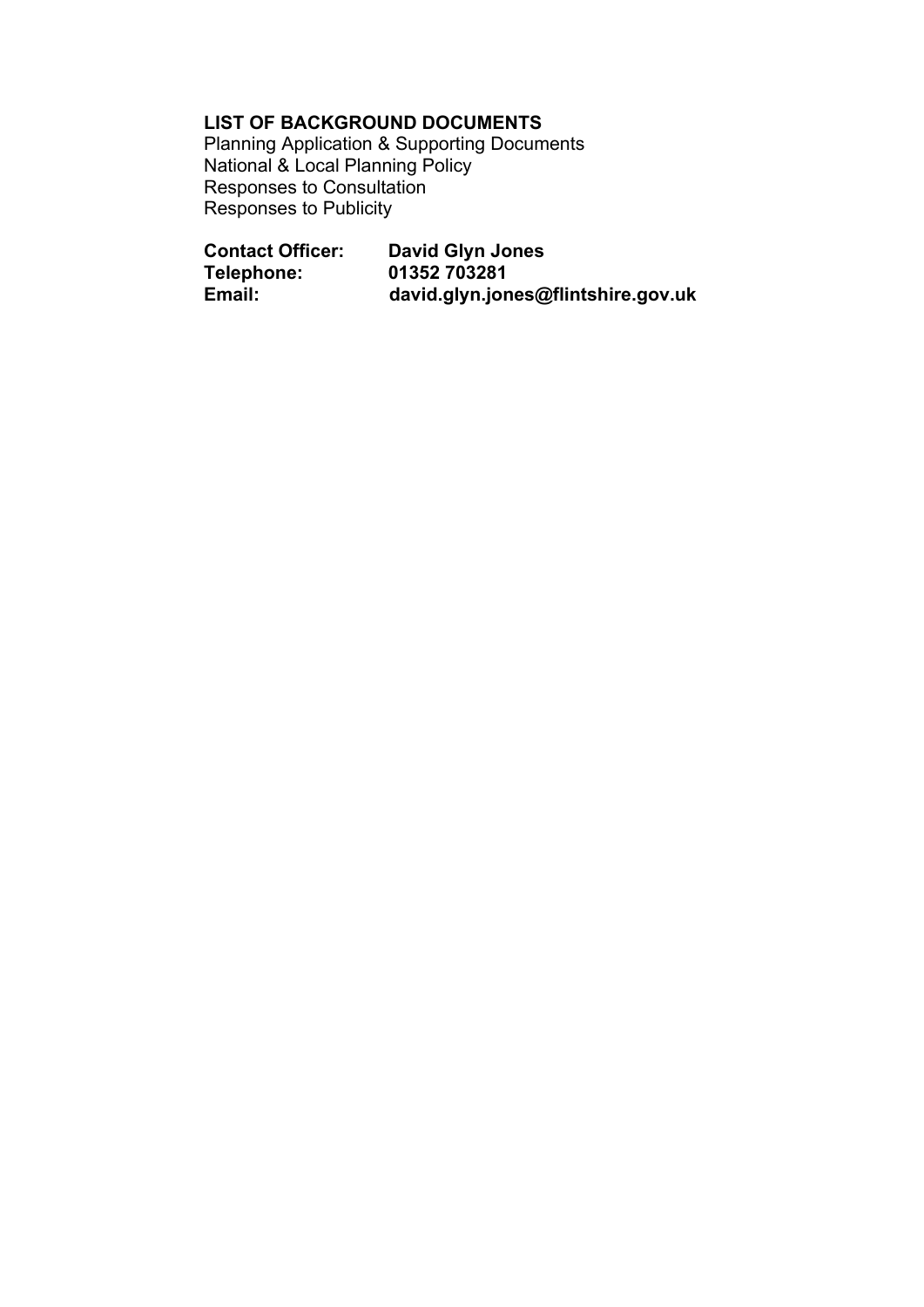**LIST OF BACKGROUND DOCUMENTS**
Planning Application & Supporting Documents
National & Local Planning Policy
Responses to Consultation
Responses to Publicity

**Contact Officer:** **David Glyn Jones**
**Telephone:** **01352 703281**
**Email:** **david.glyn.jones@flintshire.gov.uk**